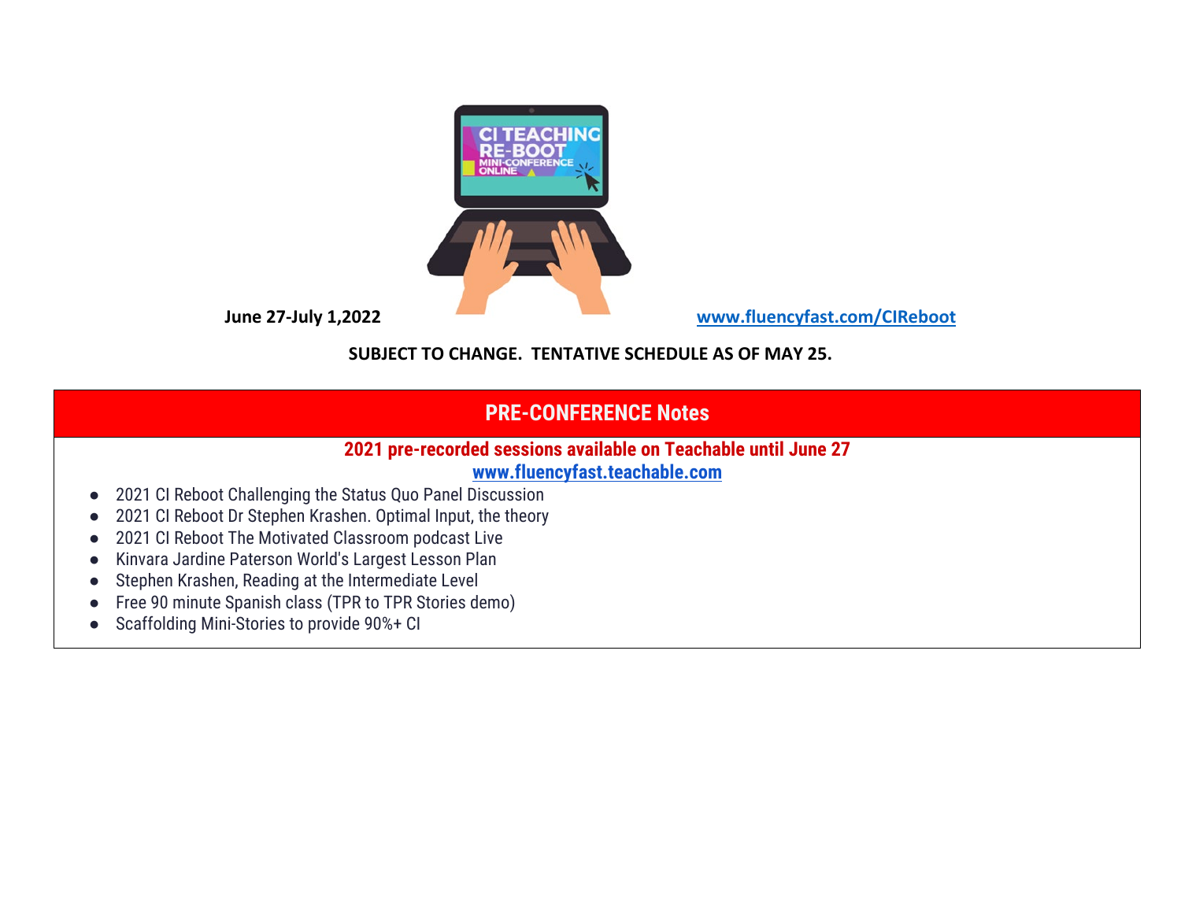June 27-July 1,2022

www.fluencyfast.com/CIReboot

**SUBJECT TO CHANGE. TENTATIVE SCHEDULE AS OF MAY 25.**

## PRE-CONFERENCE Notes

**2021 pre-recorded sessions available on Teachable until June 27**

**www.fluencyfast.teachable.com**

- 2021 CI Reboot Challenging the Status Quo Panel Discussion
- 2021 CI Reboot Dr Stephen Krashen. Optimal Input, the theory
- 2021 CI Reboot The Motivated Classroom podcast Live
- Kinvara Jardine Paterson World's Largest Lesson Plan
- Stephen Krashen, Reading at the Intermediate Level
- Free 90 minute Spanish class (TPR to TPR Stories demo)
- Scaffolding Mini-Stories to provide 90%+ CI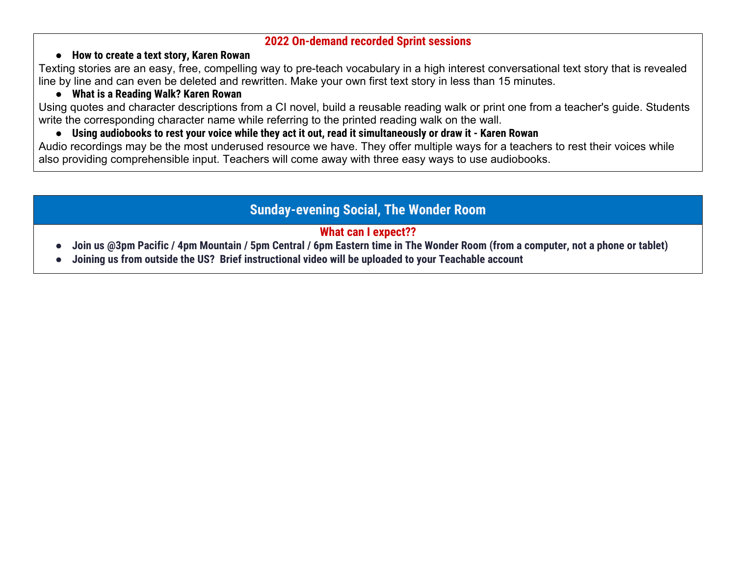## 2022 On-demand recorded Sprint sessions

- **How to create a text story, Karen Rowan**

Texting stories are an easy, free, compelling way to pre-teach vocabulary in a high interest conversational text story that is revealed line by line and can even be deleted and rewritten. Make your own first text story in less than 15 minutes.

- **What is a Reading Walk? Karen Rowan**

Using quotes and character descriptions from a CI novel, build a reusable reading walk or print one from a teacher's guide. Students write the corresponding character name while referring to the printed reading walk on the wall.

- **Using audiobooks to rest your voice while they act it out, read it simultaneously or draw it - Karen Rowan**

Audio recordings may be the most underused resource we have. They offer multiple ways for a teachers to rest their voices while also providing comprehensible input. Teachers will come away with three easy ways to use audiobooks.

## Sunday-evening Social, The Wonder Room

### What can I expect??

- **Join us @3pm Pacific / 4pm Mountain / 5pm Central / 6pm Eastern time in The Wonder Room (from a computer, not a phone or tablet)**
- **Joining us from outside the US? Brief instructional video will be uploaded to your Teachable account**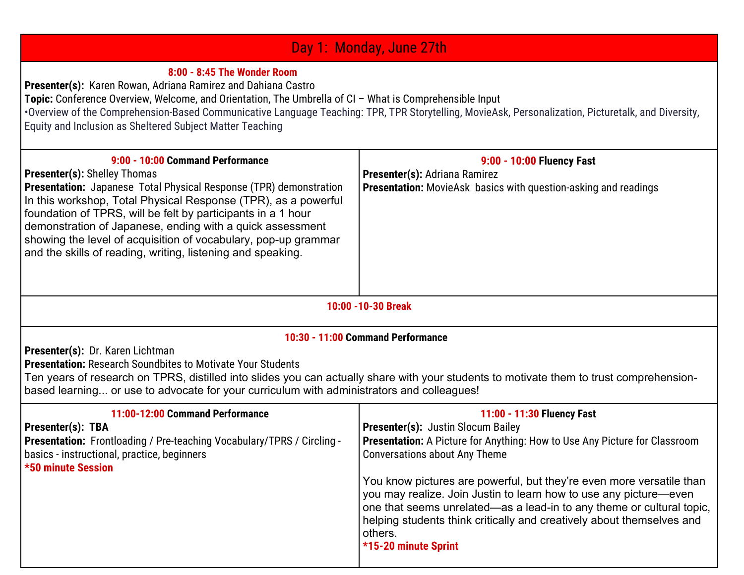## Day 1: Monday, June 27th

**8:00 - 8:45 The Wonder Room**

**Presenter(s):** Karen Rowan, Adriana Ramirez and Dahiana Castro

**Topic:** Conference Overview, Welcome, and Orientation, The Umbrella of CI – What is Comprehensible Input

•Overview of the Comprehension-Based Communicative Language Teaching: TPR, TPR Storytelling, MovieAsk, Personalization, Picturetalk, and Diversity, Equity and Inclusion as Sheltered Subject Matter Teaching

**9:00 - 10:00 Command Performance**

**Presenter(s):** Shelley Thomas

**Presentation:** Japanese Total Physical Response (TPR) demonstration

In this workshop, Total Physical Response (TPR), as a powerful foundation of TPRS, will be felt by participants in a 1 hour demonstration of Japanese, ending with a quick assessment showing the level of acquisition of vocabulary, pop-up grammar and the skills of reading, writing, listening and speaking.

**9:00 - 10:00 Fluency Fast**

**Presenter(s):** Adriana Ramirez

**Presentation:** MovieAsk basics with question-asking and readings

**10:00 -10-30 Break**

**10:30 - 11:00 Command Performance**

**Presenter(s):** Dr. Karen Lichtman

**Presentation:** Research Soundbites to Motivate Your Students

Ten years of research on TPRS, distilled into slides you can actually share with your students to motivate them to trust comprehension-based learning... or use to advocate for your curriculum with administrators and colleagues!

**11:00-12:00 Command Performance**

**Presenter(s): TBA**

**Presentation:** Frontloading / Pre-teaching Vocabulary/TPRS / Circling - basics - instructional, practice, beginners

***50 minute Session**

**11:00 - 11:30 Fluency Fast**

**Presenter(s):** Justin Slocum Bailey

**Presentation:** A Picture for Anything: How to Use Any Picture for Classroom Conversations about Any Theme

You know pictures are powerful, but they're even more versatile than you may realize. Join Justin to learn how to use any picture—even one that seems unrelated—as a lead-in to any theme or cultural topic, helping students think critically and creatively about themselves and others.

***15-20 minute Sprint**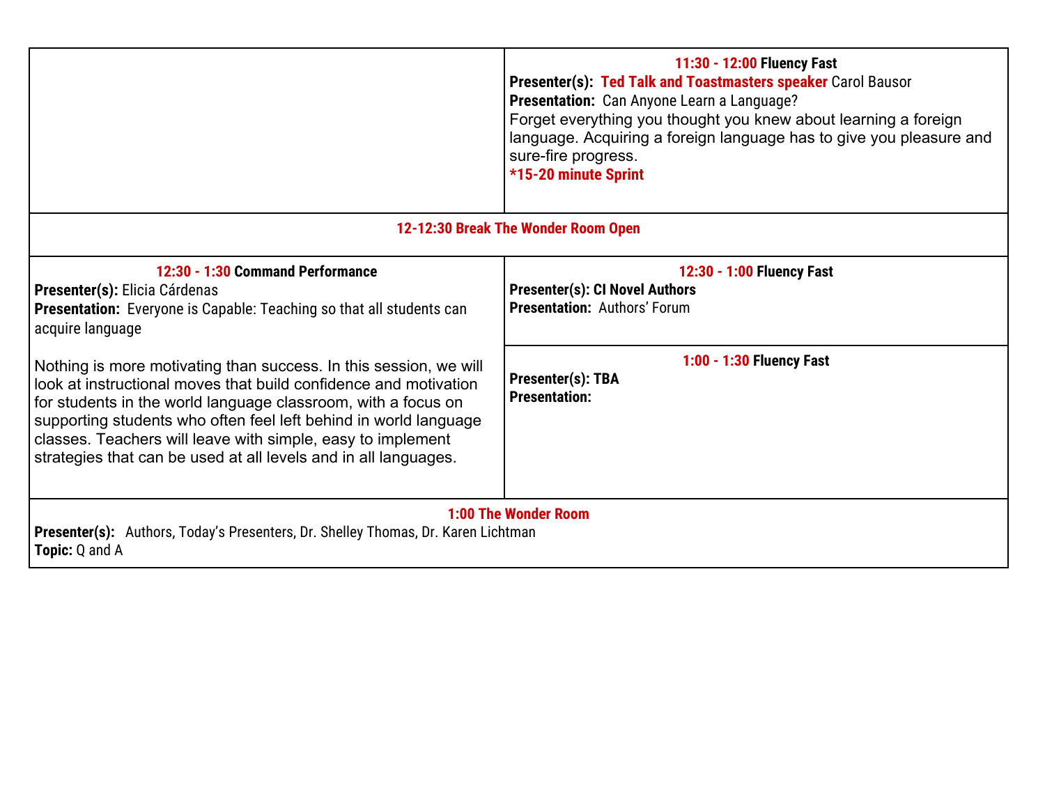| | |
|---|---|
| | **11:30 - 12:00 Fluency Fast**<br>**Presenter(s): Ted Talk and Toastmasters speaker** Carol Bausor<br>**Presentation:** Can Anyone Learn a Language?<br>Forget everything you thought you knew about learning a foreign language. Acquiring a foreign language has to give you pleasure and sure-fire progress.<br>**\*15-20 minute Sprint** |
| **12-12:30 Break The Wonder Room Open** | |
| **12:30 - 1:30 Command Performance**<br>**Presenter(s):** Elicia Cárdenas<br>**Presentation:** Everyone is Capable: Teaching so that all students can acquire language<br><br>Nothing is more motivating than success. In this session, we will look at instructional moves that build confidence and motivation for students in the world language classroom, with a focus on supporting students who often feel left behind in world language classes. Teachers will leave with simple, easy to implement strategies that can be used at all levels and in all languages. | **12:30 - 1:00 Fluency Fast**<br>**Presenter(s): CI Novel Authors**<br>**Presentation:** Authors' Forum<br><br>**1:00 - 1:30 Fluency Fast**<br>**Presenter(s): TBA**<br>**Presentation:** |
| **1:00 The Wonder Room**<br>**Presenter(s):** Authors, Today's Presenters, Dr. Shelley Thomas, Dr. Karen Lichtman<br>**Topic:** Q and A | |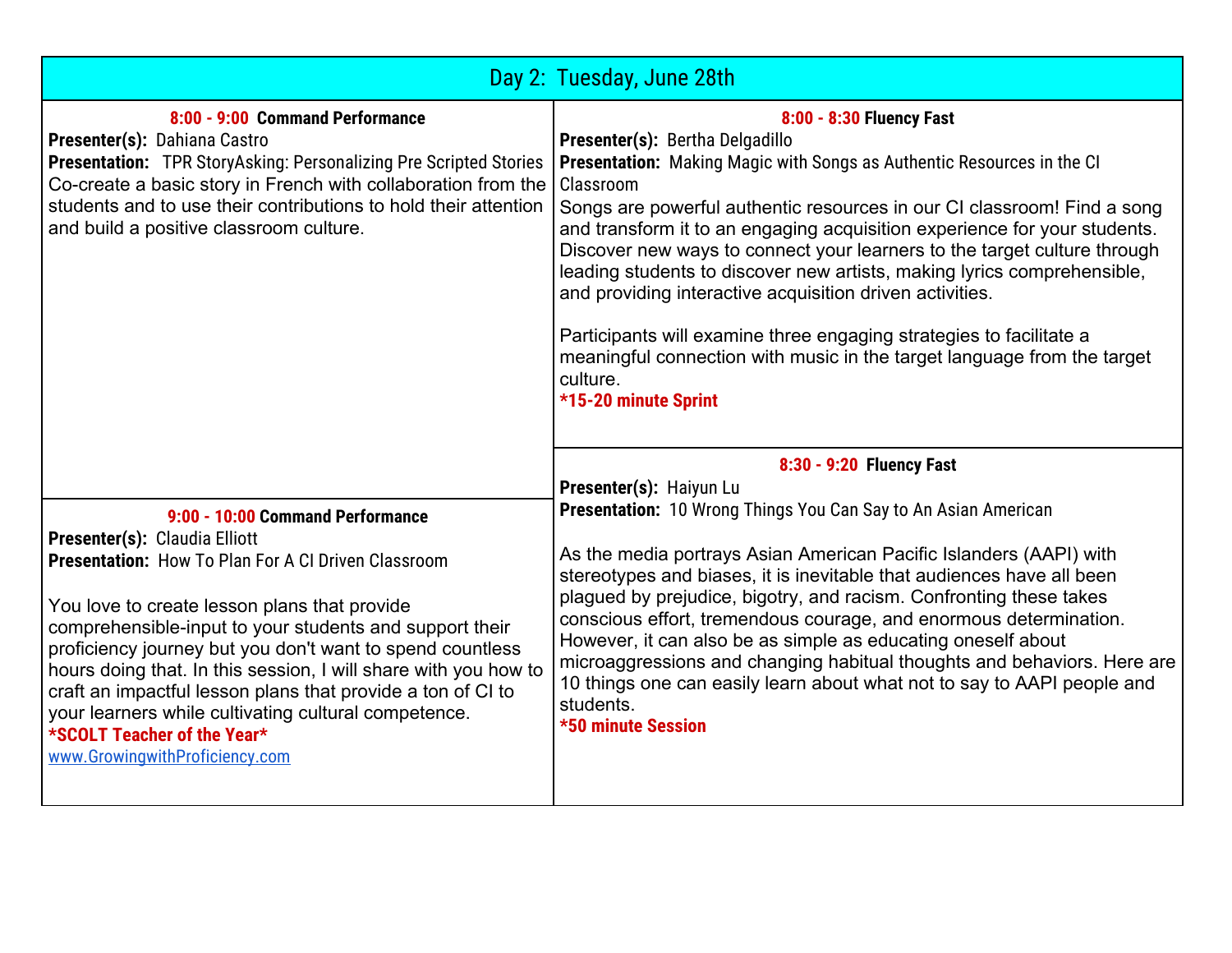## Day 2: Tuesday, June 28th

**8:00 - 9:00 Command Performance**
**Presenter(s):** Dahiana Castro
**Presentation:** TPR StoryAsking: Personalizing Pre Scripted Stories
Co-create a basic story in French with collaboration from the students and to use their contributions to hold their attention and build a positive classroom culture.

**9:00 - 10:00 Command Performance**
**Presenter(s):** Claudia Elliott
**Presentation:** How To Plan For A CI Driven Classroom

You love to create lesson plans that provide comprehensible-input to your students and support their proficiency journey but you don't want to spend countless hours doing that. In this session, I will share with you how to craft an impactful lesson plans that provide a ton of CI to your learners while cultivating cultural competence.
***SCOLT Teacher of the Year***
www.GrowingwithProficiency.com

**8:00 - 8:30 Fluency Fast**
**Presenter(s):** Bertha Delgadillo
**Presentation:** Making Magic with Songs as Authentic Resources in the CI Classroom
Songs are powerful authentic resources in our CI classroom! Find a song and transform it to an engaging acquisition experience for your students. Discover new ways to connect your learners to the target culture through leading students to discover new artists, making lyrics comprehensible, and providing interactive acquisition driven activities.

Participants will examine three engaging strategies to facilitate a meaningful connection with music in the target language from the target culture.
***15-20 minute Sprint**

**8:30 - 9:20 Fluency Fast**
**Presenter(s):** Haiyun Lu
**Presentation:** 10 Wrong Things You Can Say to An Asian American

As the media portrays Asian American Pacific Islanders (AAPI) with stereotypes and biases, it is inevitable that audiences have all been plagued by prejudice, bigotry, and racism. Confronting these takes conscious effort, tremendous courage, and enormous determination. However, it can also be as simple as educating oneself about microaggressions and changing habitual thoughts and behaviors. Here are 10 things one can easily learn about what not to say to AAPI people and students.
***50 minute Session**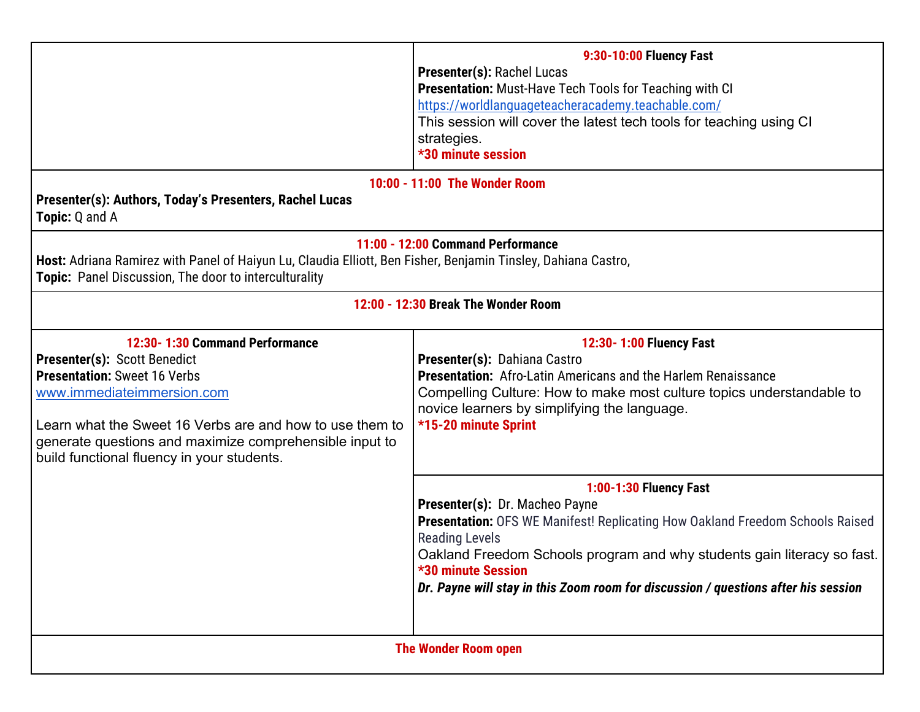| | |
|---|---|
| | **9:30-10:00 Fluency Fast**<br>**Presenter(s):** Rachel Lucas<br>**Presentation:** Must-Have Tech Tools for Teaching with CI<br>https://worldlanguageteacheracademy.teachable.com/<br>This session will cover the latest tech tools for teaching using CI strategies.<br>***30 minute session** |
| **10:00 - 11:00 The Wonder Room**<br>**Presenter(s): Authors, Today's Presenters, Rachel Lucas**<br>**Topic:** Q and A | |
| **11:00 - 12:00 Command Performance**<br>**Host:** Adriana Ramirez with Panel of Haiyun Lu, Claudia Elliott, Ben Fisher, Benjamin Tinsley, Dahiana Castro,<br>**Topic:** Panel Discussion, The door to interculturality | |
| **12:00 - 12:30 Break The Wonder Room** | |
| **12:30- 1:30 Command Performance**<br>**Presenter(s):** Scott Benedict<br>**Presentation:** Sweet 16 Verbs<br>www.immediateimmersion.com<br><br>Learn what the Sweet 16 Verbs are and how to use them to generate questions and maximize comprehensible input to build functional fluency in your students. | **12:30- 1:00 Fluency Fast**<br>**Presenter(s):** Dahiana Castro<br>**Presentation:** Afro-Latin Americans and the Harlem Renaissance<br>Compelling Culture: How to make most culture topics understandable to novice learners by simplifying the language.<br>***15-20 minute Sprint**<br><br>**1:00-1:30 Fluency Fast**<br>**Presenter(s):** Dr. Macheo Payne<br>**Presentation:** OFS WE Manifest! Replicating How Oakland Freedom Schools Raised Reading Levels<br>Oakland Freedom Schools program and why students gain literacy so fast.<br>***30 minute Session**<br>***Dr. Payne will stay in this Zoom room for discussion / questions after his session*** |
| **The Wonder Room open** | |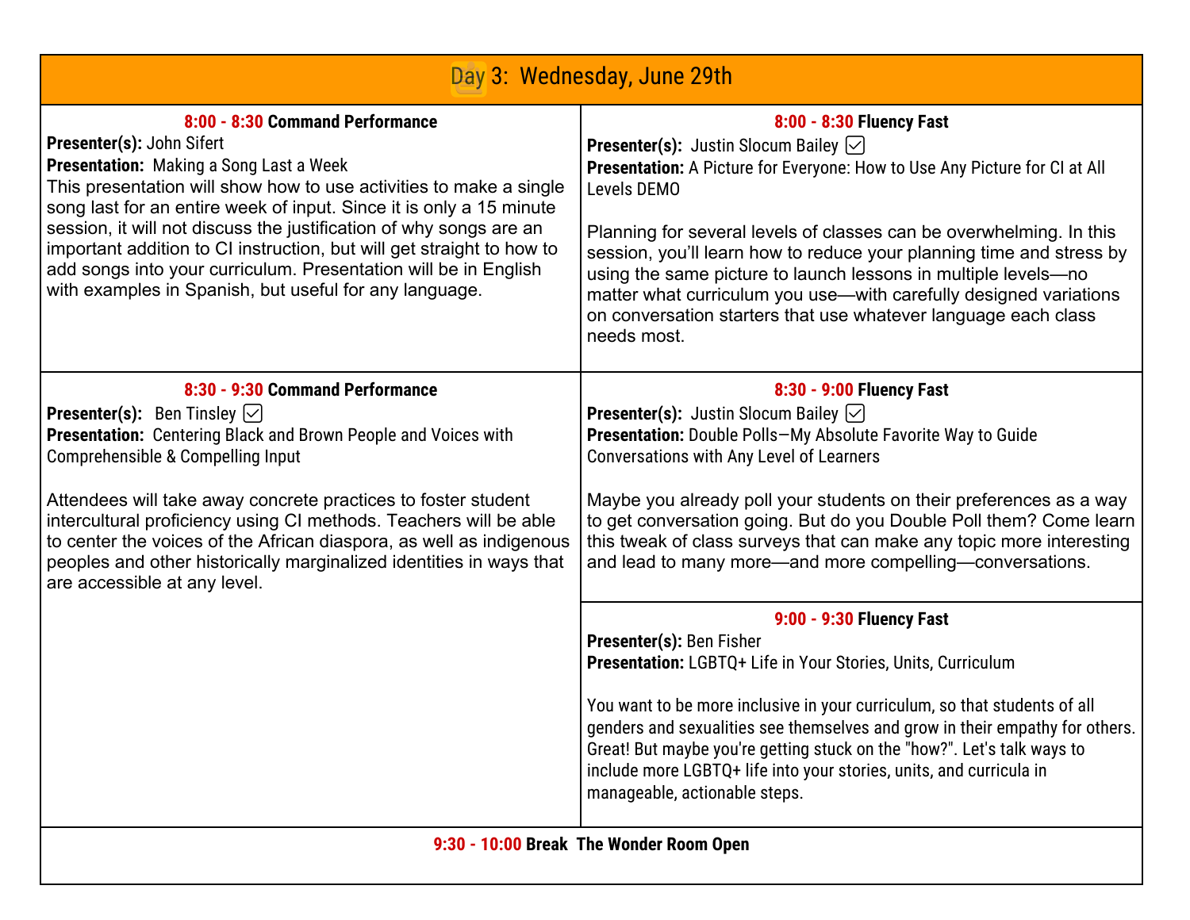## Day 3: Wednesday, June 29th

### 8:00 - 8:30 Command Performance

**Presenter(s):** John Sifert

**Presentation:** Making a Song Last a Week

This presentation will show how to use activities to make a single song last for an entire week of input. Since it is only a 15 minute session, it will not discuss the justification of why songs are an important addition to CI instruction, but will get straight to how to add songs into your curriculum. Presentation will be in English with examples in Spanish, but useful for any language.

### 8:30 - 9:30 Command Performance

**Presenter(s):** Ben Tinsley ☑

**Presentation:** Centering Black and Brown People and Voices with Comprehensible & Compelling Input

Attendees will take away concrete practices to foster student intercultural proficiency using CI methods. Teachers will be able to center the voices of the African diaspora, as well as indigenous peoples and other historically marginalized identities in ways that are accessible at any level.

### 8:00 - 8:30 Fluency Fast

**Presenter(s):** Justin Slocum Bailey ☑

**Presentation:** A Picture for Everyone: How to Use Any Picture for CI at All Levels DEMO

Planning for several levels of classes can be overwhelming. In this session, you'll learn how to reduce your planning time and stress by using the same picture to launch lessons in multiple levels—no matter what curriculum you use—with carefully designed variations on conversation starters that use whatever language each class needs most.

### 8:30 - 9:00 Fluency Fast

**Presenter(s):** Justin Slocum Bailey ☑

**Presentation:** Double Polls—My Absolute Favorite Way to Guide Conversations with Any Level of Learners

Maybe you already poll your students on their preferences as a way to get conversation going. But do you Double Poll them? Come learn this tweak of class surveys that can make any topic more interesting and lead to many more—and more compelling—conversations.

### 9:00 - 9:30 Fluency Fast

**Presenter(s):** Ben Fisher

**Presentation:** LGBTQ+ Life in Your Stories, Units, Curriculum

You want to be more inclusive in your curriculum, so that students of all genders and sexualities see themselves and grow in their empathy for others. Great! But maybe you're getting stuck on the "how?". Let's talk ways to include more LGBTQ+ life into your stories, units, and curricula in manageable, actionable steps.

### 9:30 - 10:00 Break The Wonder Room Open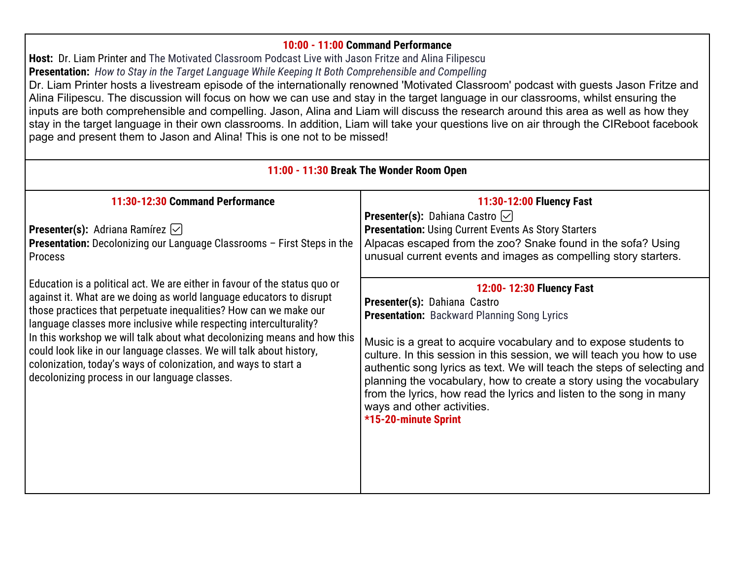**10:00 - 11:00 Command Performance**

**Host:** Dr. Liam Printer and The Motivated Classroom Podcast Live with Jason Fritze and Alina Filipescu

**Presentation:** *How to Stay in the Target Language While Keeping It Both Comprehensible and Compelling*

Dr. Liam Printer hosts a livestream episode of the internationally renowned 'Motivated Classroom' podcast with guests Jason Fritze and Alina Filipescu. The discussion will focus on how we can use and stay in the target language in our classrooms, whilst ensuring the inputs are both comprehensible and compelling. Jason, Alina and Liam will discuss the research around this area as well as how they stay in the target language in their own classrooms. In addition, Liam will take your questions live on air through the CIReboot facebook page and present them to Jason and Alina! This is one not to be missed!

**11:00 - 11:30 Break The Wonder Room Open**

**11:30-12:30 Command Performance**

**Presenter(s):** Adriana Ramírez ☑

**Presentation:** Decolonizing our Language Classrooms – First Steps in the Process

Education is a political act. We are either in favour of the status quo or against it. What are we doing as world language educators to disrupt those practices that perpetuate inequalities? How can we make our language classes more inclusive while respecting interculturality?
In this workshop we will talk about what decolonizing means and how this could look like in our language classes. We will talk about history, colonization, today's ways of colonization, and ways to start a decolonizing process in our language classes.

**11:30-12:00 Fluency Fast**

**Presenter(s):** Dahiana Castro ☑

**Presentation:** Using Current Events As Story Starters

Alpacas escaped from the zoo? Snake found in the sofa? Using unusual current events and images as compelling story starters.

**12:00- 12:30 Fluency Fast**

**Presenter(s):** Dahiana Castro

**Presentation:** Backward Planning Song Lyrics

Music is a great to acquire vocabulary and to expose students to culture. In this session in this session, we will teach you how to use authentic song lyrics as text. We will teach the steps of selecting and planning the vocabulary, how to create a story using the vocabulary from the lyrics, how read the lyrics and listen to the song in many ways and other activities.

***15-20-minute Sprint**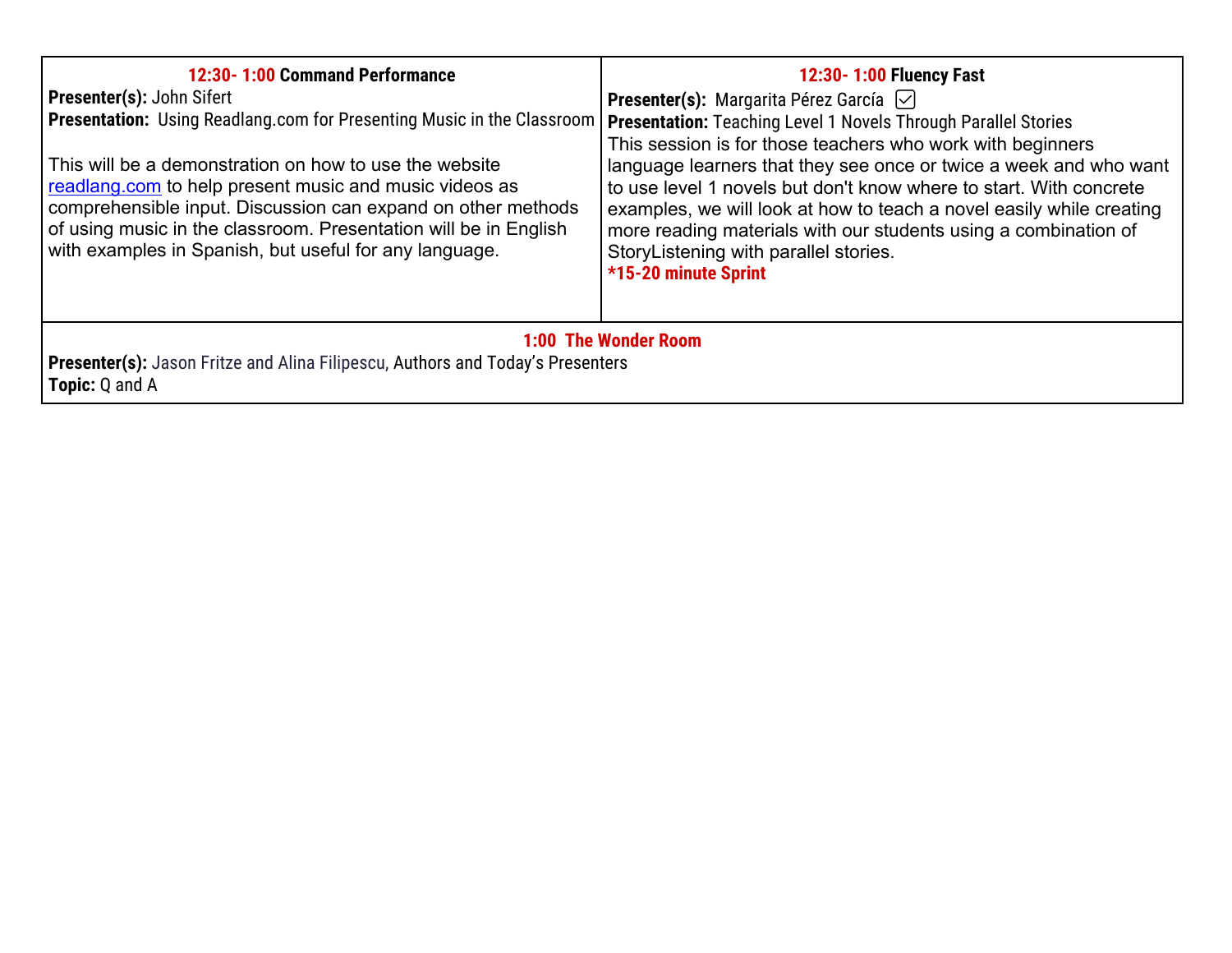| | |
|---|---|
| **12:30- 1:00 Command Performance**<br>**Presenter(s):** John Sifert<br>**Presentation:** Using Readlang.com for Presenting Music in the Classroom<br><br>This will be a demonstration on how to use the website readlang.com to help present music and music videos as comprehensible input. Discussion can expand on other methods of using music in the classroom. Presentation will be in English with examples in Spanish, but useful for any language. | **12:30- 1:00 Fluency Fast**<br>**Presenter(s):** Margarita Pérez García ☑<br>**Presentation:** Teaching Level 1 Novels Through Parallel Stories<br>This session is for those teachers who work with beginners language learners that they see once or twice a week and who want to use level 1 novels but don't know where to start. With concrete examples, we will look at how to teach a novel easily while creating more reading materials with our students using a combination of StoryListening with parallel stories.<br>**\*15-20 minute Sprint** |
| **1:00 The Wonder Room**<br>**Presenter(s):** Jason Fritze and Alina Filipescu, Authors and Today's Presenters<br>**Topic:** Q and A | |